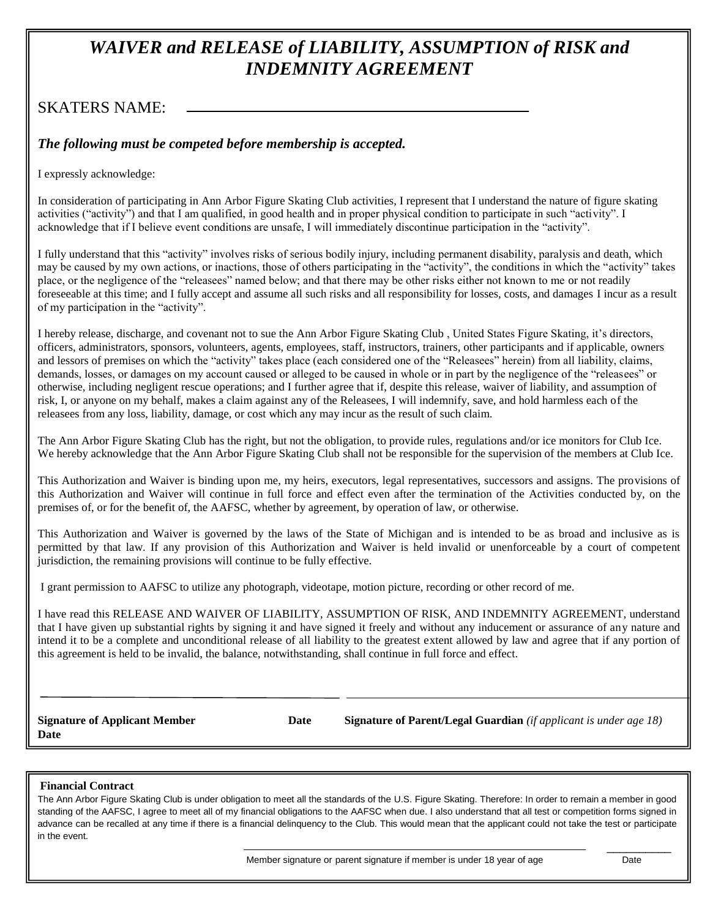# *WAIVER and RELEASE of LIABILITY, ASSUMPTION of RISK and INDEMNITY AGREEMENT*

SKATERS NAME: ______________________________________________

***The following must be competed before membership is accepted.***

I expressly acknowledge:

In consideration of participating in Ann Arbor Figure Skating Club activities, I represent that I understand the nature of figure skating activities ("activity") and that I am qualified, in good health and in proper physical condition to participate in such "activity". I acknowledge that if I believe event conditions are unsafe, I will immediately discontinue participation in the "activity".

I fully understand that this "activity" involves risks of serious bodily injury, including permanent disability, paralysis and death, which may be caused by my own actions, or inactions, those of others participating in the "activity", the conditions in which the "activity" takes place, or the negligence of the "releasees" named below; and that there may be other risks either not known to me or not readily foreseeable at this time; and I fully accept and assume all such risks and all responsibility for losses, costs, and damages I incur as a result of my participation in the "activity".

I hereby release, discharge, and covenant not to sue the Ann Arbor Figure Skating Club , United States Figure Skating, it's directors, officers, administrators, sponsors, volunteers, agents, employees, staff, instructors, trainers, other participants and if applicable, owners and lessors of premises on which the "activity" takes place (each considered one of the "Releasees" herein) from all liability, claims, demands, losses, or damages on my account caused or alleged to be caused in whole or in part by the negligence of the "releasees" or otherwise, including negligent rescue operations; and I further agree that if, despite this release, waiver of liability, and assumption of risk, I, or anyone on my behalf, makes a claim against any of the Releasees, I will indemnify, save, and hold harmless each of the releasees from any loss, liability, damage, or cost which any may incur as the result of such claim.

The Ann Arbor Figure Skating Club has the right, but not the obligation, to provide rules, regulations and/or ice monitors for Club Ice. We hereby acknowledge that the Ann Arbor Figure Skating Club shall not be responsible for the supervision of the members at Club Ice.

This Authorization and Waiver is binding upon me, my heirs, executors, legal representatives, successors and assigns. The provisions of this Authorization and Waiver will continue in full force and effect even after the termination of the Activities conducted by, on the premises of, or for the benefit of, the AAFSC, whether by agreement, by operation of law, or otherwise.

This Authorization and Waiver is governed by the laws of the State of Michigan and is intended to be as broad and inclusive as is permitted by that law. If any provision of this Authorization and Waiver is held invalid or unenforceable by a court of competent jurisdiction, the remaining provisions will continue to be fully effective.

I grant permission to AAFSC to utilize any photograph, videotape, motion picture, recording or other record of me.

I have read this RELEASE AND WAIVER OF LIABILITY, ASSUMPTION OF RISK, AND INDEMNITY AGREEMENT, understand that I have given up substantial rights by signing it and have signed it freely and without any inducement or assurance of any nature and intend it to be a complete and unconditional release of all liability to the greatest extent allowed by law and agree that if any portion of this agreement is held to be invalid, the balance, notwithstanding, shall continue in full force and effect.

______________________________ ______________________________

**Signature of Applicant Member** **Date** **Signature of Parent/Legal Guardian** *(if applicant is under age 18)* **Date**

**Financial Contract**

The Ann Arbor Figure Skating Club is under obligation to meet all the standards of the U.S. Figure Skating. Therefore: In order to remain a member in good standing of the AAFSC, I agree to meet all of my financial obligations to the AAFSC when due. I also understand that all test or competition forms signed in advance can be recalled at any time if there is a financial delinquency to the Club. This would mean that the applicant could not take the test or participate in the event.

______________________________ ____________

Member signature or parent signature if member is under 18 year of age Date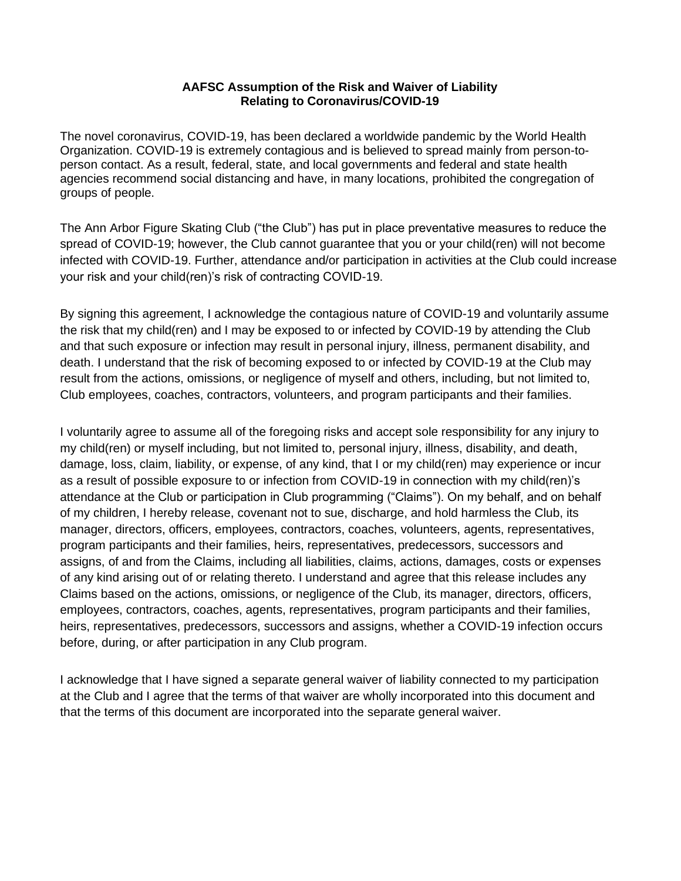**AAFSC Assumption of the Risk and Waiver of Liability**
**Relating to Coronavirus/COVID-19**

The novel coronavirus, COVID-19, has been declared a worldwide pandemic by the World Health Organization. COVID-19 is extremely contagious and is believed to spread mainly from person-to-person contact. As a result, federal, state, and local governments and federal and state health agencies recommend social distancing and have, in many locations, prohibited the congregation of groups of people.

The Ann Arbor Figure Skating Club ("the Club") has put in place preventative measures to reduce the spread of COVID-19; however, the Club cannot guarantee that you or your child(ren) will not become infected with COVID-19. Further, attendance and/or participation in activities at the Club could increase your risk and your child(ren)'s risk of contracting COVID-19.

By signing this agreement, I acknowledge the contagious nature of COVID-19 and voluntarily assume the risk that my child(ren) and I may be exposed to or infected by COVID-19 by attending the Club and that such exposure or infection may result in personal injury, illness, permanent disability, and death. I understand that the risk of becoming exposed to or infected by COVID-19 at the Club may result from the actions, omissions, or negligence of myself and others, including, but not limited to, Club employees, coaches, contractors, volunteers, and program participants and their families.

I voluntarily agree to assume all of the foregoing risks and accept sole responsibility for any injury to my child(ren) or myself including, but not limited to, personal injury, illness, disability, and death, damage, loss, claim, liability, or expense, of any kind, that I or my child(ren) may experience or incur as a result of possible exposure to or infection from COVID-19 in connection with my child(ren)'s attendance at the Club or participation in Club programming ("Claims"). On my behalf, and on behalf of my children, I hereby release, covenant not to sue, discharge, and hold harmless the Club, its manager, directors, officers, employees, contractors, coaches, volunteers, agents, representatives, program participants and their families, heirs, representatives, predecessors, successors and assigns, of and from the Claims, including all liabilities, claims, actions, damages, costs or expenses of any kind arising out of or relating thereto. I understand and agree that this release includes any Claims based on the actions, omissions, or negligence of the Club, its manager, directors, officers, employees, contractors, coaches, agents, representatives, program participants and their families, heirs, representatives, predecessors, successors and assigns, whether a COVID-19 infection occurs before, during, or after participation in any Club program.

I acknowledge that I have signed a separate general waiver of liability connected to my participation at the Club and I agree that the terms of that waiver are wholly incorporated into this document and that the terms of this document are incorporated into the separate general waiver.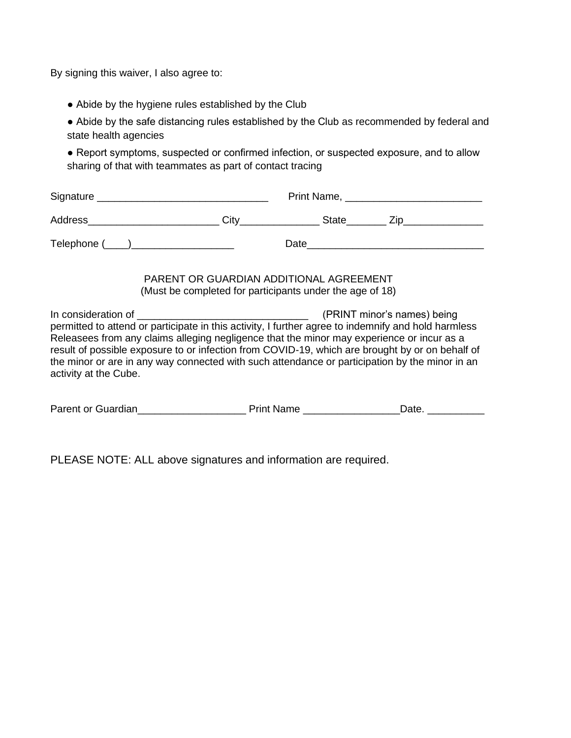By signing this waiver, I also agree to:

- Abide by the hygiene rules established by the Club
- Abide by the safe distancing rules established by the Club as recommended by federal and state health agencies
- Report symptoms, suspected or confirmed infection, or suspected exposure, and to allow sharing of that with teammates as part of contact tracing

Signature ______________________________ Print Name, ________________________

Address_______________________ City______________ State_______ Zip______________

Telephone (____)__________________ Date_______________________________

PARENT OR GUARDIAN ADDITIONAL AGREEMENT
(Must be completed for participants under the age of 18)

In consideration of ______________________________ (PRINT minor's names) being permitted to attend or participate in this activity, I further agree to indemnify and hold harmless Releasees from any claims alleging negligence that the minor may experience or incur as a result of possible exposure to or infection from COVID-19, which are brought by or on behalf of the minor or are in any way connected with such attendance or participation by the minor in an activity at the Cube.

Parent or Guardian___________________ Print Name _________________Date. __________

PLEASE NOTE: ALL above signatures and information are required.